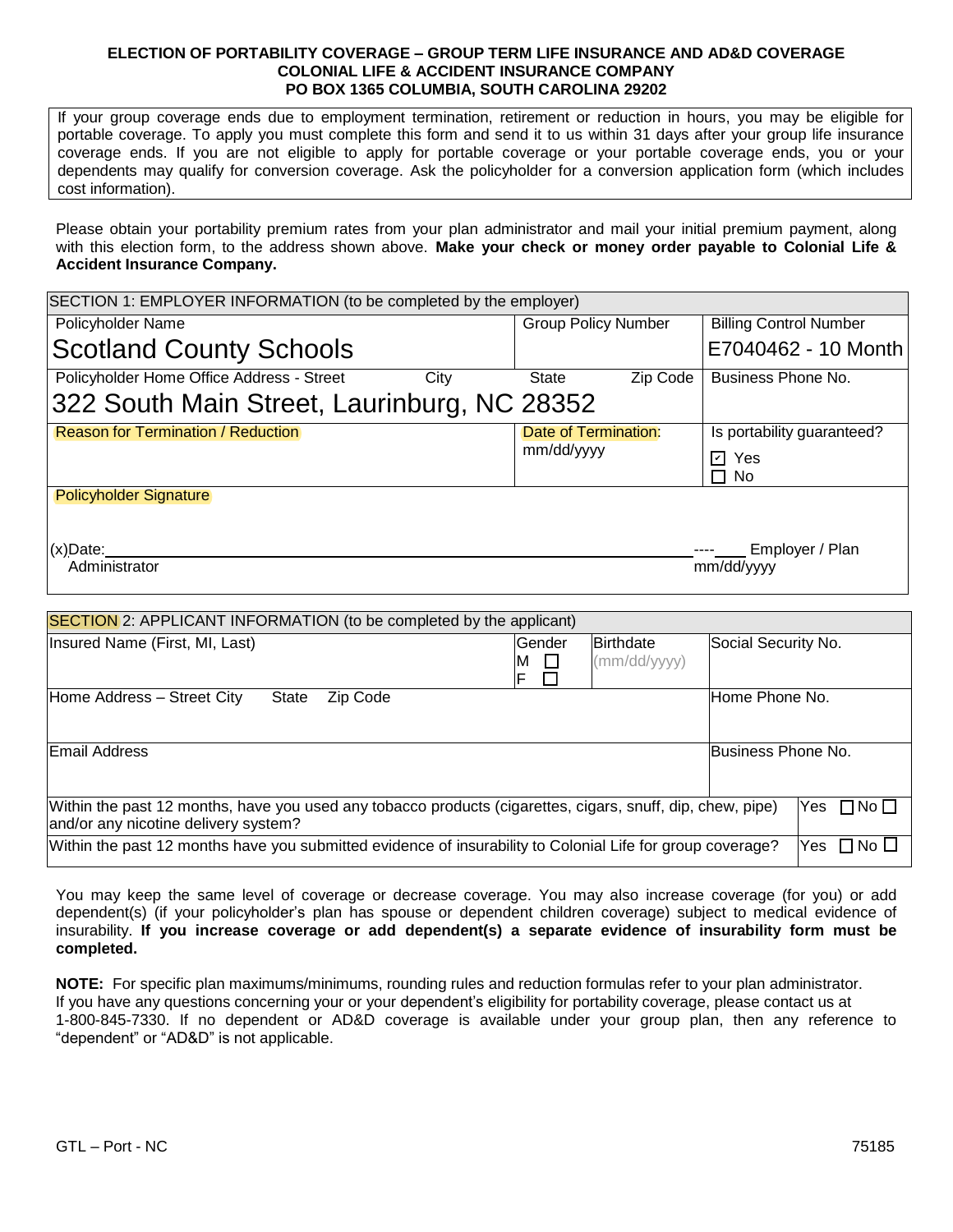**ELECTION OF PORTABILITY COVERAGE – GROUP TERM LIFE INSURANCE AND AD&D COVERAGE**
**COLONIAL LIFE & ACCIDENT INSURANCE COMPANY**
**PO BOX 1365 COLUMBIA, SOUTH CAROLINA 29202**

If your group coverage ends due to employment termination, retirement or reduction in hours, you may be eligible for portable coverage. To apply you must complete this form and send it to us within 31 days after your group life insurance coverage ends. If you are not eligible to apply for portable coverage or your portable coverage ends, you or your dependents may qualify for conversion coverage. Ask the policyholder for a conversion application form (which includes cost information).

Please obtain your portability premium rates from your plan administrator and mail your initial premium payment, along with this election form, to the address shown above. **Make your check or money order payable to Colonial Life & Accident Insurance Company.**

| SECTION 1: EMPLOYER INFORMATION (to be completed by the employer) | | |
|---|---|---|
| Policyholder Name<br>Scotland County Schools | Group Policy Number | Billing Control Number<br>E7040462 - 10 Month |
| Policyholder Home Office Address - Street City State Zip Code<br>322 South Main Street, Laurinburg, NC 28352 | | Business Phone No. |
| Reason for Termination / Reduction | Date of Termination:<br>mm/dd/yyyy | Is portability guaranteed?<br>☑ Yes<br>☐ No |
| Policyholder Signature<br><br>(x)Date: ____________________ ---- ____ Employer / Plan Administrator mm/dd/yyyy | | |

| SECTION 2: APPLICANT INFORMATION (to be completed by the applicant) | | | | |
|---|---|---|---|---|
| Insured Name (First, MI, Last) | Gender<br>M ☐<br>F ☐ | Birthdate<br>(mm/dd/yyyy) | Social Security No. | |
| Home Address – Street City State Zip Code | | | Home Phone No. | |
| Email Address | | | Business Phone No. | |
| Within the past 12 months, have you used any tobacco products (cigarettes, cigars, snuff, dip, chew, pipe) and/or any nicotine delivery system? | | | | Yes ☐ No ☐ |
| Within the past 12 months have you submitted evidence of insurability to Colonial Life for group coverage? | | | | Yes ☐ No ☐ |

You may keep the same level of coverage or decrease coverage. You may also increase coverage (for you) or add dependent(s) (if your policyholder's plan has spouse or dependent children coverage) subject to medical evidence of insurability. **If you increase coverage or add dependent(s) a separate evidence of insurability form must be completed.**

**NOTE:** For specific plan maximums/minimums, rounding rules and reduction formulas refer to your plan administrator. If you have any questions concerning your or your dependent's eligibility for portability coverage, please contact us at 1-800-845-7330. If no dependent or AD&D coverage is available under your group plan, then any reference to "dependent" or "AD&D" is not applicable.

GTL – Port - NC 75185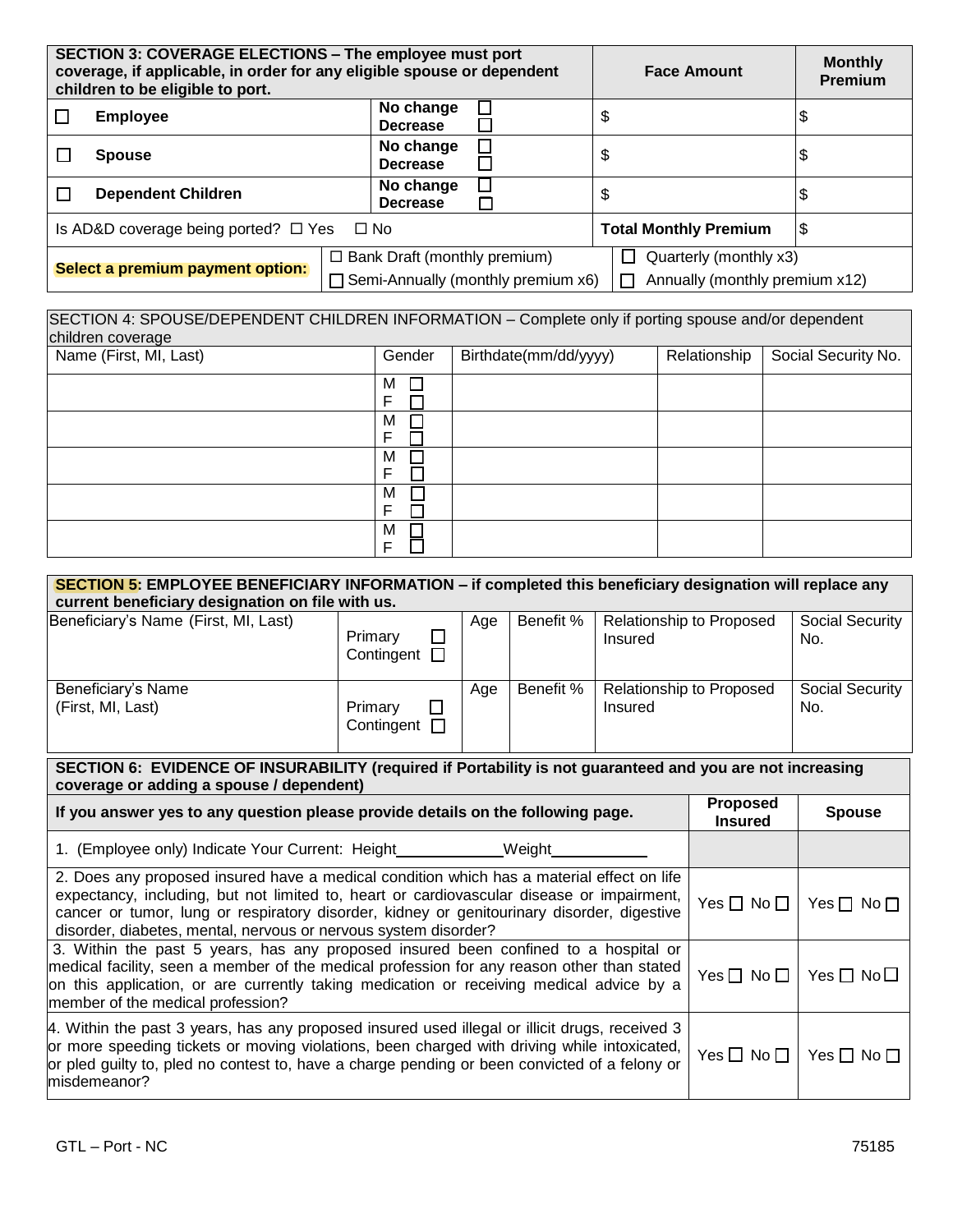| **SECTION 3: COVERAGE ELECTIONS – The employee must port coverage, if applicable, in order for any eligible spouse or dependent children to be eligible to port.** | | **Face Amount** | **Monthly Premium** |
|---|---|---|---|
| ☐ **Employee** | **No change** ☐ **Decrease** ☐ | $ | $ |
| ☐ **Spouse** | **No change** ☐ **Decrease** ☐ | $ | $ |
| ☐ **Dependent Children** | **No change** ☐ **Decrease** ☐ | $ | $ |
| Is AD&D coverage being ported? ☐ Yes ☐ No | | **Total Monthly Premium** | $ |
| **Select a premium payment option:** | ☐ Bank Draft (monthly premium) ☐ Semi-Annually (monthly premium x6) | ☐ Quarterly (monthly x3) ☐ Annually (monthly premium x12) | |

| SECTION 4: SPOUSE/DEPENDENT CHILDREN INFORMATION – Complete only if porting spouse and/or dependent children coverage | | | | |
|---|---|---|---|---|
| Name (First, MI, Last) | Gender | Birthdate(mm/dd/yyyy) | Relationship | Social Security No. |
| | M ☐ F ☐ | | | |
| | M ☐ F ☐ | | | |
| | M ☐ F ☐ | | | |
| | M ☐ F ☐ | | | |
| | M ☐ F ☐ | | | |

| **SECTION 5: EMPLOYEE BENEFICIARY INFORMATION – if completed this beneficiary designation will replace any current beneficiary designation on file with us.** | | | | | |
|---|---|---|---|---|---|
| Beneficiary's Name (First, MI, Last) | Primary ☐ Contingent ☐ | Age | Benefit % | Relationship to Proposed Insured | Social Security No. |
| Beneficiary's Name (First, MI, Last) | Primary ☐ Contingent ☐ | Age | Benefit % | Relationship to Proposed Insured | Social Security No. |

| **SECTION 6: EVIDENCE OF INSURABILITY (required if Portability is not guaranteed and you are not increasing coverage or adding a spouse / dependent)** | | |
|---|---|---|
| **If you answer yes to any question please provide details on the following page.** | **Proposed Insured** | **Spouse** |
| 1. (Employee only) Indicate Your Current: Height\_\_\_\_\_\_\_\_\_\_ Weight\_\_\_\_\_\_\_\_\_\_ | | |
| 2. Does any proposed insured have a medical condition which has a material effect on life expectancy, including, but not limited to, heart or cardiovascular disease or impairment, cancer or tumor, lung or respiratory disorder, kidney or genitourinary disorder, digestive disorder, diabetes, mental, nervous or nervous system disorder? | Yes ☐ No ☐ | Yes ☐ No ☐ |
| 3. Within the past 5 years, has any proposed insured been confined to a hospital or medical facility, seen a member of the medical profession for any reason other than stated on this application, or are currently taking medication or receiving medical advice by a member of the medical profession? | Yes ☐ No ☐ | Yes ☐ No ☐ |
| 4. Within the past 3 years, has any proposed insured used illegal or illicit drugs, received 3 or more speeding tickets or moving violations, been charged with driving while intoxicated, or pled guilty to, pled no contest to, have a charge pending or been convicted of a felony or misdemeanor? | Yes ☐ No ☐ | Yes ☐ No ☐ |

GTL – Port - NC 75185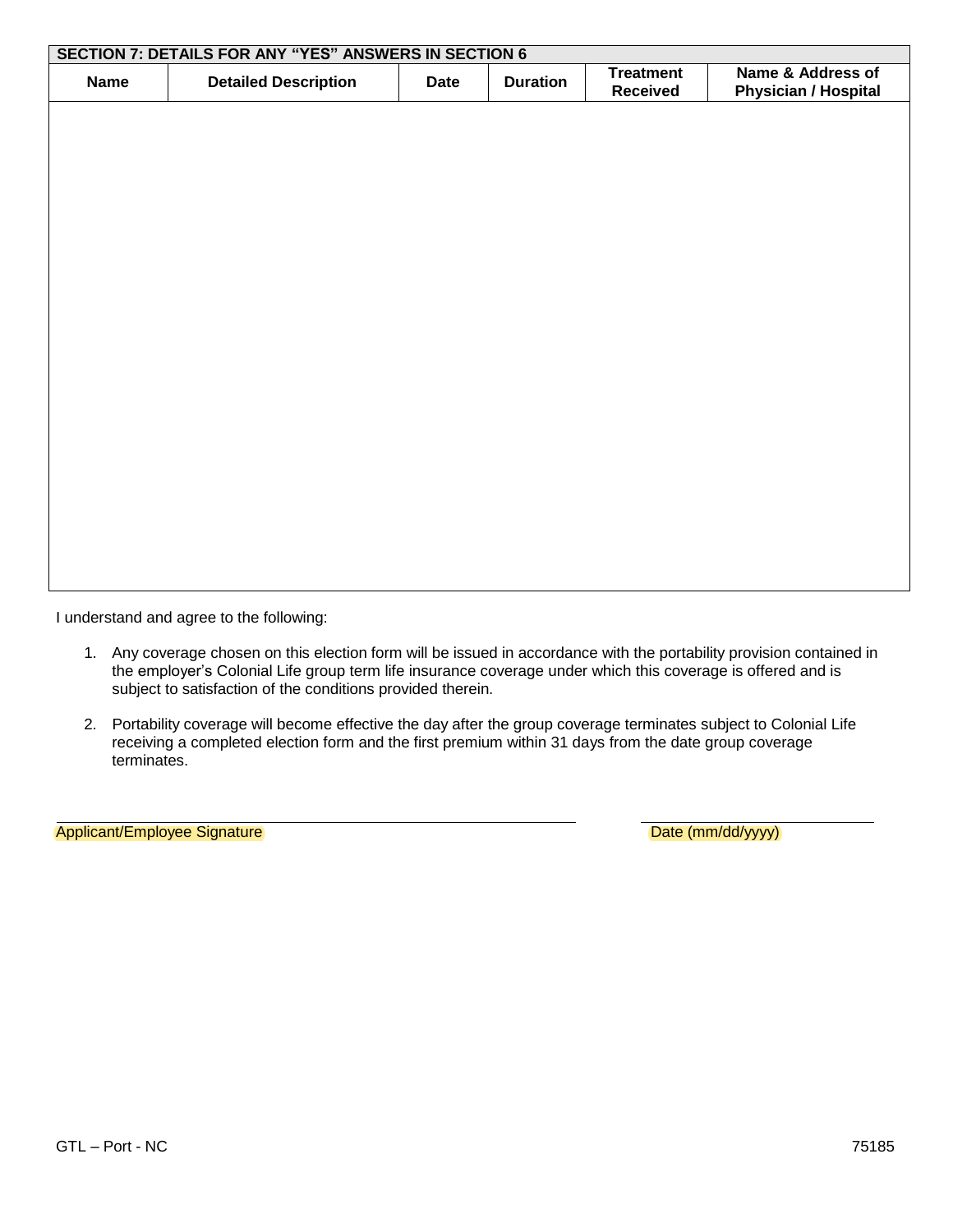## SECTION 7: DETAILS FOR ANY "YES" ANSWERS IN SECTION 6

| Name | Detailed Description | Date | Duration | Treatment Received | Name & Address of Physician / Hospital |
|---|---|---|---|---|---|
| | | | | | |

I understand and agree to the following:

1. Any coverage chosen on this election form will be issued in accordance with the portability provision contained in the employer's Colonial Life group term life insurance coverage under which this coverage is offered and is subject to satisfaction of the conditions provided therein.

2. Portability coverage will become effective the day after the group coverage terminates subject to Colonial Life receiving a completed election form and the first premium within 31 days from the date group coverage terminates.

Applicant/Employee Signature

Date (mm/dd/yyyy)

GTL – Port - NC

75185